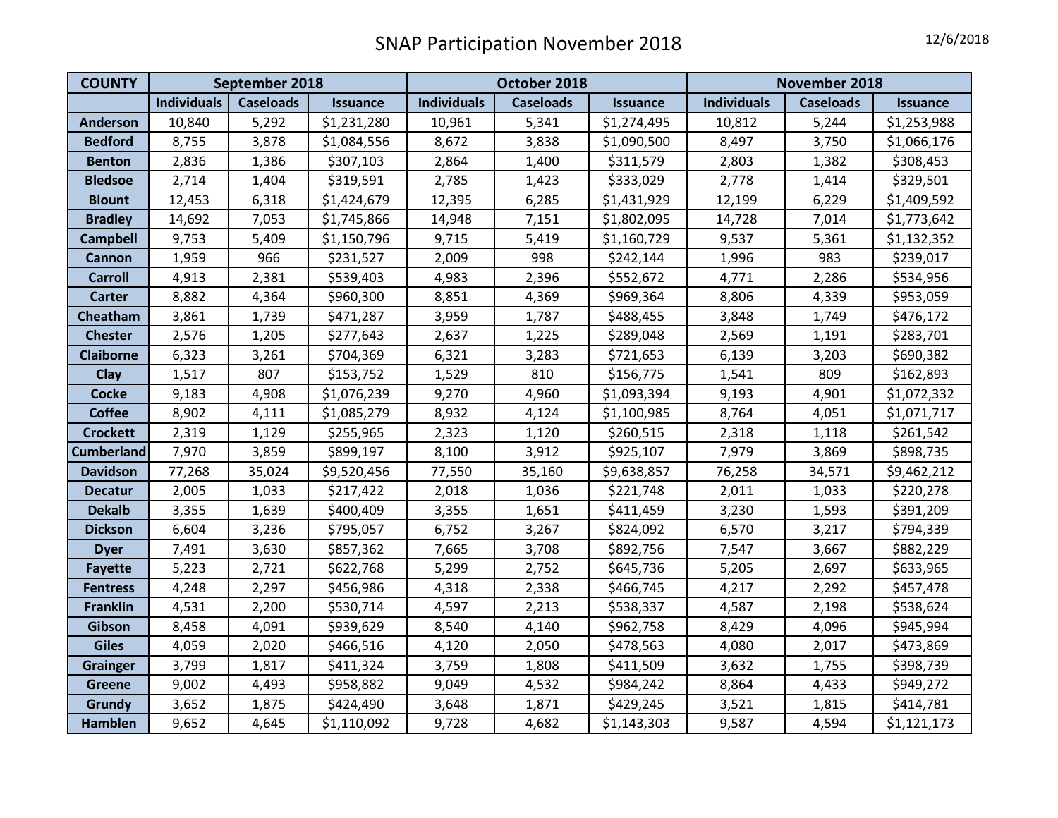# SNAP Participation November 2018

12/6/2018

| COUNTY | September 2018 | | | October 2018 | | | November 2018 | | |
|---|---|---|---|---|---|---|---|---|---|
| | Individuals | Caseloads | Issuance | Individuals | Caseloads | Issuance | Individuals | Caseloads | Issuance |
| Anderson | 10,840 | 5,292 | $1,231,280 | 10,961 | 5,341 | $1,274,495 | 10,812 | 5,244 | $1,253,988 |
| Bedford | 8,755 | 3,878 | $1,084,556 | 8,672 | 3,838 | $1,090,500 | 8,497 | 3,750 | $1,066,176 |
| Benton | 2,836 | 1,386 | $307,103 | 2,864 | 1,400 | $311,579 | 2,803 | 1,382 | $308,453 |
| Bledsoe | 2,714 | 1,404 | $319,591 | 2,785 | 1,423 | $333,029 | 2,778 | 1,414 | $329,501 |
| Blount | 12,453 | 6,318 | $1,424,679 | 12,395 | 6,285 | $1,431,929 | 12,199 | 6,229 | $1,409,592 |
| Bradley | 14,692 | 7,053 | $1,745,866 | 14,948 | 7,151 | $1,802,095 | 14,728 | 7,014 | $1,773,642 |
| Campbell | 9,753 | 5,409 | $1,150,796 | 9,715 | 5,419 | $1,160,729 | 9,537 | 5,361 | $1,132,352 |
| Cannon | 1,959 | 966 | $231,527 | 2,009 | 998 | $242,144 | 1,996 | 983 | $239,017 |
| Carroll | 4,913 | 2,381 | $539,403 | 4,983 | 2,396 | $552,672 | 4,771 | 2,286 | $534,956 |
| Carter | 8,882 | 4,364 | $960,300 | 8,851 | 4,369 | $969,364 | 8,806 | 4,339 | $953,059 |
| Cheatham | 3,861 | 1,739 | $471,287 | 3,959 | 1,787 | $488,455 | 3,848 | 1,749 | $476,172 |
| Chester | 2,576 | 1,205 | $277,643 | 2,637 | 1,225 | $289,048 | 2,569 | 1,191 | $283,701 |
| Claiborne | 6,323 | 3,261 | $704,369 | 6,321 | 3,283 | $721,653 | 6,139 | 3,203 | $690,382 |
| Clay | 1,517 | 807 | $153,752 | 1,529 | 810 | $156,775 | 1,541 | 809 | $162,893 |
| Cocke | 9,183 | 4,908 | $1,076,239 | 9,270 | 4,960 | $1,093,394 | 9,193 | 4,901 | $1,072,332 |
| Coffee | 8,902 | 4,111 | $1,085,279 | 8,932 | 4,124 | $1,100,985 | 8,764 | 4,051 | $1,071,717 |
| Crockett | 2,319 | 1,129 | $255,965 | 2,323 | 1,120 | $260,515 | 2,318 | 1,118 | $261,542 |
| Cumberland | 7,970 | 3,859 | $899,197 | 8,100 | 3,912 | $925,107 | 7,979 | 3,869 | $898,735 |
| Davidson | 77,268 | 35,024 | $9,520,456 | 77,550 | 35,160 | $9,638,857 | 76,258 | 34,571 | $9,462,212 |
| Decatur | 2,005 | 1,033 | $217,422 | 2,018 | 1,036 | $221,748 | 2,011 | 1,033 | $220,278 |
| Dekalb | 3,355 | 1,639 | $400,409 | 3,355 | 1,651 | $411,459 | 3,230 | 1,593 | $391,209 |
| Dickson | 6,604 | 3,236 | $795,057 | 6,752 | 3,267 | $824,092 | 6,570 | 3,217 | $794,339 |
| Dyer | 7,491 | 3,630 | $857,362 | 7,665 | 3,708 | $892,756 | 7,547 | 3,667 | $882,229 |
| Fayette | 5,223 | 2,721 | $622,768 | 5,299 | 2,752 | $645,736 | 5,205 | 2,697 | $633,965 |
| Fentress | 4,248 | 2,297 | $456,986 | 4,318 | 2,338 | $466,745 | 4,217 | 2,292 | $457,478 |
| Franklin | 4,531 | 2,200 | $530,714 | 4,597 | 2,213 | $538,337 | 4,587 | 2,198 | $538,624 |
| Gibson | 8,458 | 4,091 | $939,629 | 8,540 | 4,140 | $962,758 | 8,429 | 4,096 | $945,994 |
| Giles | 4,059 | 2,020 | $466,516 | 4,120 | 2,050 | $478,563 | 4,080 | 2,017 | $473,869 |
| Grainger | 3,799 | 1,817 | $411,324 | 3,759 | 1,808 | $411,509 | 3,632 | 1,755 | $398,739 |
| Greene | 9,002 | 4,493 | $958,882 | 9,049 | 4,532 | $984,242 | 8,864 | 4,433 | $949,272 |
| Grundy | 3,652 | 1,875 | $424,490 | 3,648 | 1,871 | $429,245 | 3,521 | 1,815 | $414,781 |
| Hamblen | 9,652 | 4,645 | $1,110,092 | 9,728 | 4,682 | $1,143,303 | 9,587 | 4,594 | $1,121,173 |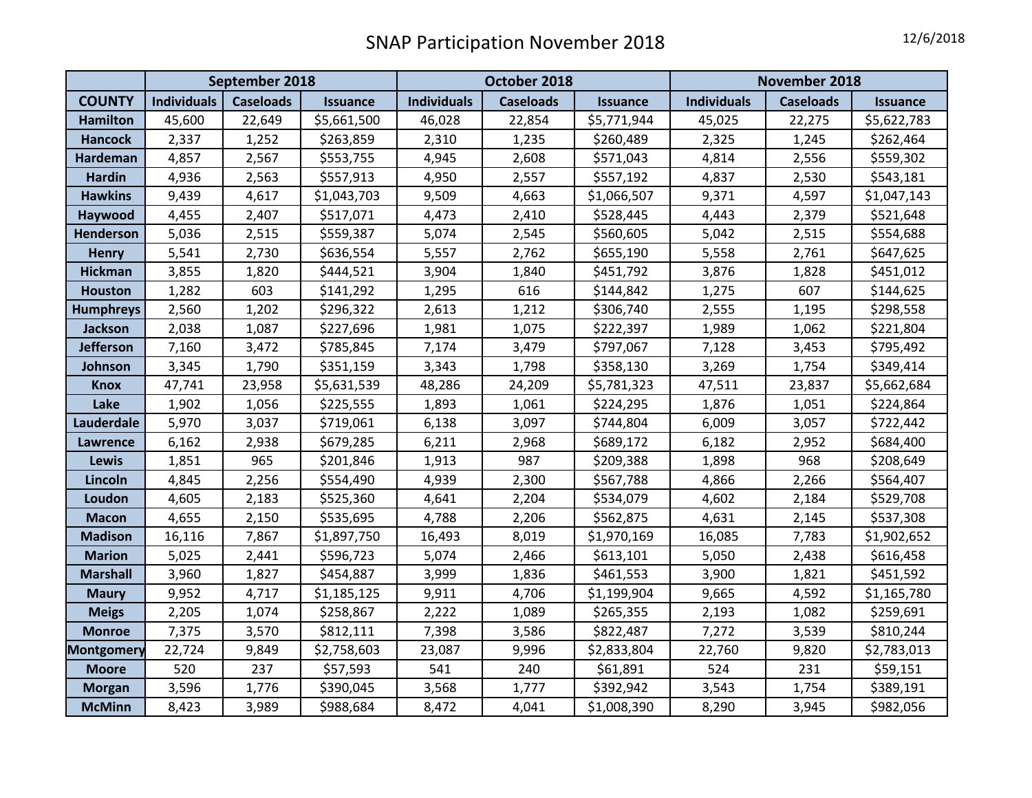# SNAP Participation November 2018

12/6/2018

| | September 2018 | | | October 2018 | | | November 2018 | | |
|---|---|---|---|---|---|---|---|---|---|
| **COUNTY** | **Individuals** | **Caseloads** | **Issuance** | **Individuals** | **Caseloads** | **Issuance** | **Individuals** | **Caseloads** | **Issuance** |
| **Hamilton** | 45,600 | 22,649 | $5,661,500 | 46,028 | 22,854 | $5,771,944 | 45,025 | 22,275 | $5,622,783 |
| **Hancock** | 2,337 | 1,252 | $263,859 | 2,310 | 1,235 | $260,489 | 2,325 | 1,245 | $262,464 |
| **Hardeman** | 4,857 | 2,567 | $553,755 | 4,945 | 2,608 | $571,043 | 4,814 | 2,556 | $559,302 |
| **Hardin** | 4,936 | 2,563 | $557,913 | 4,950 | 2,557 | $557,192 | 4,837 | 2,530 | $543,181 |
| **Hawkins** | 9,439 | 4,617 | $1,043,703 | 9,509 | 4,663 | $1,066,507 | 9,371 | 4,597 | $1,047,143 |
| **Haywood** | 4,455 | 2,407 | $517,071 | 4,473 | 2,410 | $528,445 | 4,443 | 2,379 | $521,648 |
| **Henderson** | 5,036 | 2,515 | $559,387 | 5,074 | 2,545 | $560,605 | 5,042 | 2,515 | $554,688 |
| **Henry** | 5,541 | 2,730 | $636,554 | 5,557 | 2,762 | $655,190 | 5,558 | 2,761 | $647,625 |
| **Hickman** | 3,855 | 1,820 | $444,521 | 3,904 | 1,840 | $451,792 | 3,876 | 1,828 | $451,012 |
| **Houston** | 1,282 | 603 | $141,292 | 1,295 | 616 | $144,842 | 1,275 | 607 | $144,625 |
| **Humphreys** | 2,560 | 1,202 | $296,322 | 2,613 | 1,212 | $306,740 | 2,555 | 1,195 | $298,558 |
| **Jackson** | 2,038 | 1,087 | $227,696 | 1,981 | 1,075 | $222,397 | 1,989 | 1,062 | $221,804 |
| **Jefferson** | 7,160 | 3,472 | $785,845 | 7,174 | 3,479 | $797,067 | 7,128 | 3,453 | $795,492 |
| **Johnson** | 3,345 | 1,790 | $351,159 | 3,343 | 1,798 | $358,130 | 3,269 | 1,754 | $349,414 |
| **Knox** | 47,741 | 23,958 | $5,631,539 | 48,286 | 24,209 | $5,781,323 | 47,511 | 23,837 | $5,662,684 |
| **Lake** | 1,902 | 1,056 | $225,555 | 1,893 | 1,061 | $224,295 | 1,876 | 1,051 | $224,864 |
| **Lauderdale** | 5,970 | 3,037 | $719,061 | 6,138 | 3,097 | $744,804 | 6,009 | 3,057 | $722,442 |
| **Lawrence** | 6,162 | 2,938 | $679,285 | 6,211 | 2,968 | $689,172 | 6,182 | 2,952 | $684,400 |
| **Lewis** | 1,851 | 965 | $201,846 | 1,913 | 987 | $209,388 | 1,898 | 968 | $208,649 |
| **Lincoln** | 4,845 | 2,256 | $554,490 | 4,939 | 2,300 | $567,788 | 4,866 | 2,266 | $564,407 |
| **Loudon** | 4,605 | 2,183 | $525,360 | 4,641 | 2,204 | $534,079 | 4,602 | 2,184 | $529,708 |
| **Macon** | 4,655 | 2,150 | $535,695 | 4,788 | 2,206 | $562,875 | 4,631 | 2,145 | $537,308 |
| **Madison** | 16,116 | 7,867 | $1,897,750 | 16,493 | 8,019 | $1,970,169 | 16,085 | 7,783 | $1,902,652 |
| **Marion** | 5,025 | 2,441 | $596,723 | 5,074 | 2,466 | $613,101 | 5,050 | 2,438 | $616,458 |
| **Marshall** | 3,960 | 1,827 | $454,887 | 3,999 | 1,836 | $461,553 | 3,900 | 1,821 | $451,592 |
| **Maury** | 9,952 | 4,717 | $1,185,125 | 9,911 | 4,706 | $1,199,904 | 9,665 | 4,592 | $1,165,780 |
| **Meigs** | 2,205 | 1,074 | $258,867 | 2,222 | 1,089 | $265,355 | 2,193 | 1,082 | $259,691 |
| **Monroe** | 7,375 | 3,570 | $812,111 | 7,398 | 3,586 | $822,487 | 7,272 | 3,539 | $810,244 |
| **Montgomery** | 22,724 | 9,849 | $2,758,603 | 23,087 | 9,996 | $2,833,804 | 22,760 | 9,820 | $2,783,013 |
| **Moore** | 520 | 237 | $57,593 | 541 | 240 | $61,891 | 524 | 231 | $59,151 |
| **Morgan** | 3,596 | 1,776 | $390,045 | 3,568 | 1,777 | $392,942 | 3,543 | 1,754 | $389,191 |
| **McMinn** | 8,423 | 3,989 | $988,684 | 8,472 | 4,041 | $1,008,390 | 8,290 | 3,945 | $982,056 |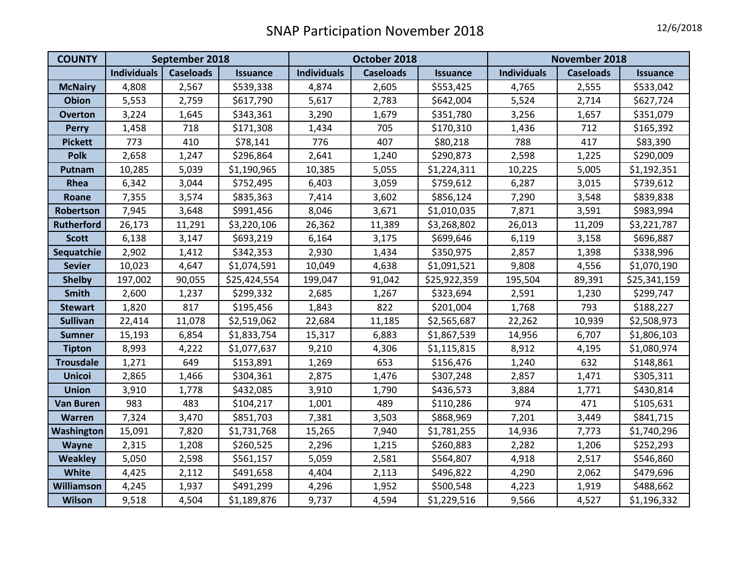# SNAP Participation November 2018

12/6/2018

| COUNTY | September 2018 | | | October 2018 | | | November 2018 | | |
|---|---|---|---|---|---|---|---|---|---|
| | Individuals | Caseloads | Issuance | Individuals | Caseloads | Issuance | Individuals | Caseloads | Issuance |
| McNairy | 4,808 | 2,567 | $539,338 | 4,874 | 2,605 | $553,425 | 4,765 | 2,555 | $533,042 |
| Obion | 5,553 | 2,759 | $617,790 | 5,617 | 2,783 | $642,004 | 5,524 | 2,714 | $627,724 |
| Overton | 3,224 | 1,645 | $343,361 | 3,290 | 1,679 | $351,780 | 3,256 | 1,657 | $351,079 |
| Perry | 1,458 | 718 | $171,308 | 1,434 | 705 | $170,310 | 1,436 | 712 | $165,392 |
| Pickett | 773 | 410 | $78,141 | 776 | 407 | $80,218 | 788 | 417 | $83,390 |
| Polk | 2,658 | 1,247 | $296,864 | 2,641 | 1,240 | $290,873 | 2,598 | 1,225 | $290,009 |
| Putnam | 10,285 | 5,039 | $1,190,965 | 10,385 | 5,055 | $1,224,311 | 10,225 | 5,005 | $1,192,351 |
| Rhea | 6,342 | 3,044 | $752,495 | 6,403 | 3,059 | $759,612 | 6,287 | 3,015 | $739,612 |
| Roane | 7,355 | 3,574 | $835,363 | 7,414 | 3,602 | $856,124 | 7,290 | 3,548 | $839,838 |
| Robertson | 7,945 | 3,648 | $991,456 | 8,046 | 3,671 | $1,010,035 | 7,871 | 3,591 | $983,994 |
| Rutherford | 26,173 | 11,291 | $3,220,106 | 26,362 | 11,389 | $3,268,802 | 26,013 | 11,209 | $3,221,787 |
| Scott | 6,138 | 3,147 | $693,219 | 6,164 | 3,175 | $699,646 | 6,119 | 3,158 | $696,887 |
| Sequatchie | 2,902 | 1,412 | $342,353 | 2,930 | 1,434 | $350,975 | 2,857 | 1,398 | $338,996 |
| Sevier | 10,023 | 4,647 | $1,074,591 | 10,049 | 4,638 | $1,091,521 | 9,808 | 4,556 | $1,070,190 |
| Shelby | 197,002 | 90,055 | $25,424,554 | 199,047 | 91,042 | $25,922,359 | 195,504 | 89,391 | $25,341,159 |
| Smith | 2,600 | 1,237 | $299,332 | 2,685 | 1,267 | $323,694 | 2,591 | 1,230 | $299,747 |
| Stewart | 1,820 | 817 | $195,456 | 1,843 | 822 | $201,004 | 1,768 | 793 | $188,227 |
| Sullivan | 22,414 | 11,078 | $2,519,062 | 22,684 | 11,185 | $2,565,687 | 22,262 | 10,939 | $2,508,973 |
| Sumner | 15,193 | 6,854 | $1,833,754 | 15,317 | 6,883 | $1,867,539 | 14,956 | 6,707 | $1,806,103 |
| Tipton | 8,993 | 4,222 | $1,077,637 | 9,210 | 4,306 | $1,115,815 | 8,912 | 4,195 | $1,080,974 |
| Trousdale | 1,271 | 649 | $153,891 | 1,269 | 653 | $156,476 | 1,240 | 632 | $148,861 |
| Unicoi | 2,865 | 1,466 | $304,361 | 2,875 | 1,476 | $307,248 | 2,857 | 1,471 | $305,311 |
| Union | 3,910 | 1,778 | $432,085 | 3,910 | 1,790 | $436,573 | 3,884 | 1,771 | $430,814 |
| Van Buren | 983 | 483 | $104,217 | 1,001 | 489 | $110,286 | 974 | 471 | $105,631 |
| Warren | 7,324 | 3,470 | $851,703 | 7,381 | 3,503 | $868,969 | 7,201 | 3,449 | $841,715 |
| Washington | 15,091 | 7,820 | $1,731,768 | 15,265 | 7,940 | $1,781,255 | 14,936 | 7,773 | $1,740,296 |
| Wayne | 2,315 | 1,208 | $260,525 | 2,296 | 1,215 | $260,883 | 2,282 | 1,206 | $252,293 |
| Weakley | 5,050 | 2,598 | $561,157 | 5,059 | 2,581 | $564,807 | 4,918 | 2,517 | $546,860 |
| White | 4,425 | 2,112 | $491,658 | 4,404 | 2,113 | $496,822 | 4,290 | 2,062 | $479,696 |
| Williamson | 4,245 | 1,937 | $491,299 | 4,296 | 1,952 | $500,548 | 4,223 | 1,919 | $488,662 |
| Wilson | 9,518 | 4,504 | $1,189,876 | 9,737 | 4,594 | $1,229,516 | 9,566 | 4,527 | $1,196,332 |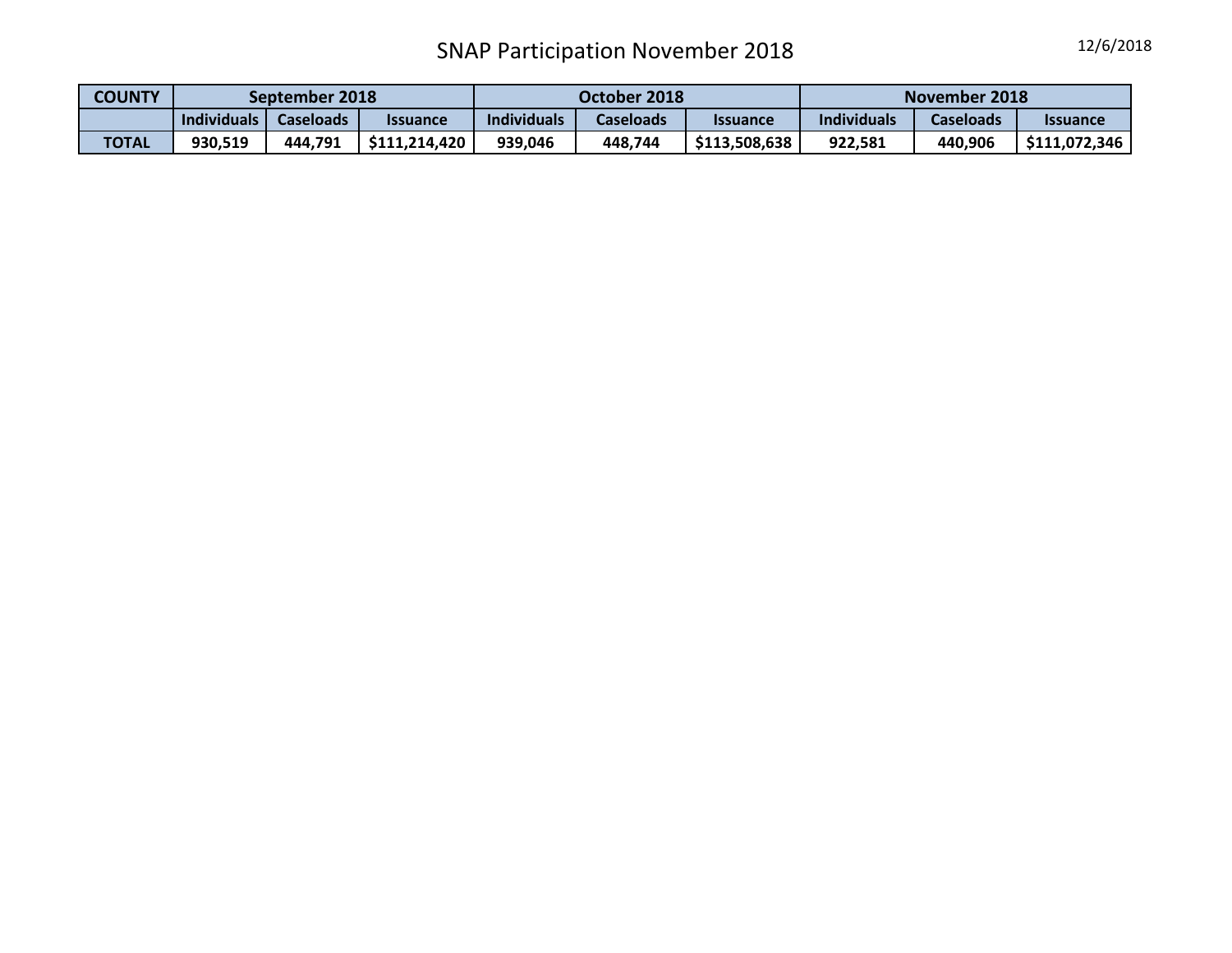# SNAP Participation November 2018

12/6/2018

| COUNTY | September 2018 | | | October 2018 | | | November 2018 | | |
|---|---|---|---|---|---|---|---|---|---|
| | Individuals | Caseloads | Issuance | Individuals | Caseloads | Issuance | Individuals | Caseloads | Issuance |
| **TOTAL** | **930,519** | **444,791** | **$111,214,420** | **939,046** | **448,744** | **$113,508,638** | **922,581** | **440,906** | **$111,072,346** |